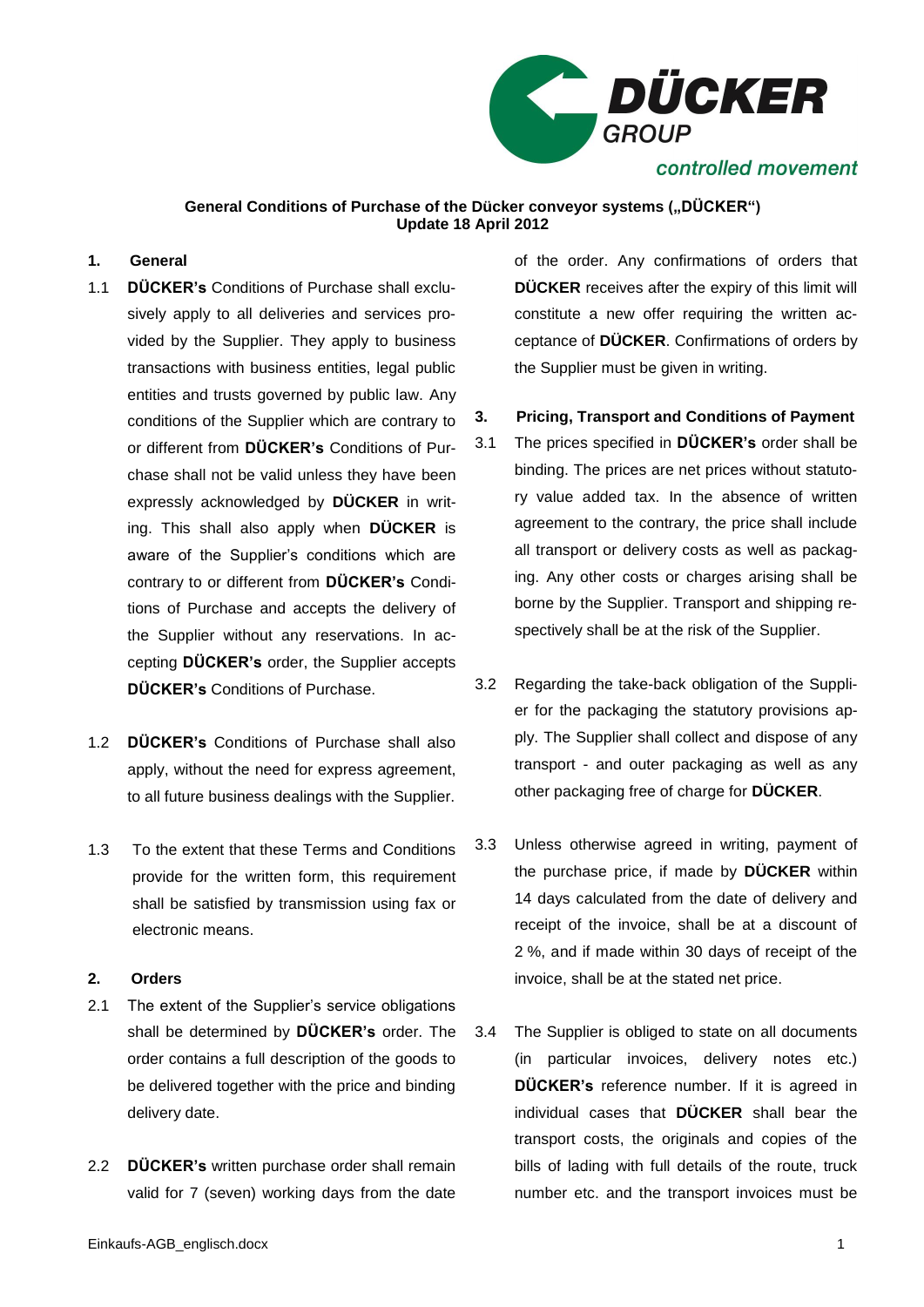**General Conditions of Purchase of the Dücker conveyor systems („DÜCKER“)**
**Update 18 April 2012**

## 1. General

1.1 **DÜCKER's** Conditions of Purchase shall exclusively apply to all deliveries and services provided by the Supplier. They apply to business transactions with business entities, legal public entities and trusts governed by public law. Any conditions of the Supplier which are contrary to or different from **DÜCKER's** Conditions of Purchase shall not be valid unless they have been expressly acknowledged by **DÜCKER** in writing. This shall also apply when **DÜCKER** is aware of the Supplier's conditions which are contrary to or different from **DÜCKER's** Conditions of Purchase and accepts the delivery of the Supplier without any reservations. In accepting **DÜCKER's** order, the Supplier accepts **DÜCKER's** Conditions of Purchase.

1.2 **DÜCKER's** Conditions of Purchase shall also apply, without the need for express agreement, to all future business dealings with the Supplier.

1.3 To the extent that these Terms and Conditions provide for the written form, this requirement shall be satisfied by transmission using fax or electronic means.

## 2. Orders

2.1 The extent of the Supplier's service obligations shall be determined by **DÜCKER's** order. The order contains a full description of the goods to be delivered together with the price and binding delivery date.

2.2 **DÜCKER's** written purchase order shall remain valid for 7 (seven) working days from the date of the order. Any confirmations of orders that **DÜCKER** receives after the expiry of this limit will constitute a new offer requiring the written acceptance of **DÜCKER**. Confirmations of orders by the Supplier must be given in writing.

## 3. Pricing, Transport and Conditions of Payment

3.1 The prices specified in **DÜCKER's** order shall be binding. The prices are net prices without statutory value added tax. In the absence of written agreement to the contrary, the price shall include all transport or delivery costs as well as packaging. Any other costs or charges arising shall be borne by the Supplier. Transport and shipping respectively shall be at the risk of the Supplier.

3.2 Regarding the take-back obligation of the Supplier for the packaging the statutory provisions apply. The Supplier shall collect and dispose of any transport - and outer packaging as well as any other packaging free of charge for **DÜCKER**.

3.3 Unless otherwise agreed in writing, payment of the purchase price, if made by **DÜCKER** within 14 days calculated from the date of delivery and receipt of the invoice, shall be at a discount of 2 %, and if made within 30 days of receipt of the invoice, shall be at the stated net price.

3.4 The Supplier is obliged to state on all documents (in particular invoices, delivery notes etc.) **DÜCKER's** reference number. If it is agreed in individual cases that **DÜCKER** shall bear the transport costs, the originals and copies of the bills of lading with full details of the route, truck number etc. and the transport invoices must be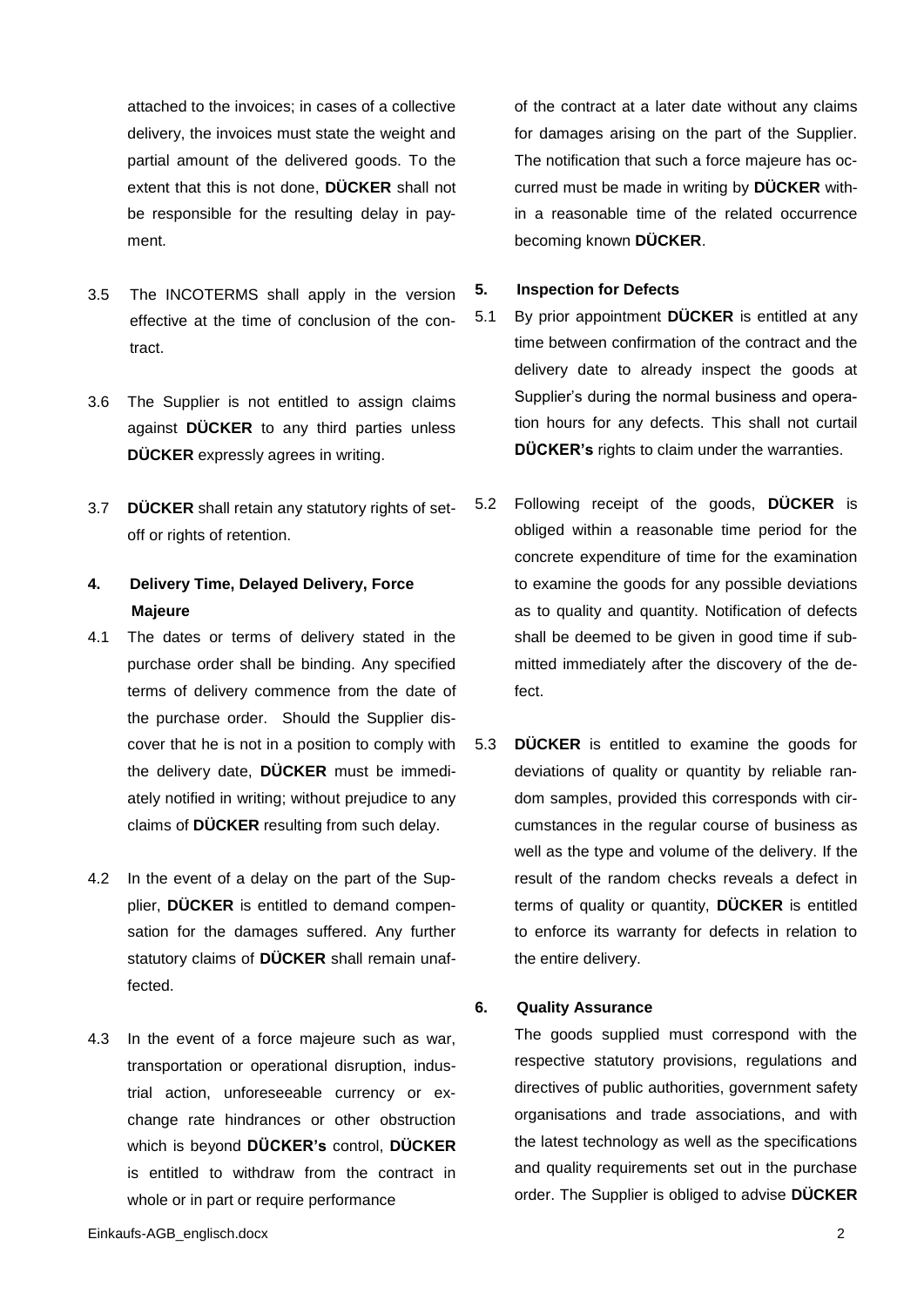attached to the invoices; in cases of a collective delivery, the invoices must state the weight and partial amount of the delivered goods. To the extent that this is not done, **DÜCKER** shall not be responsible for the resulting delay in payment.

3.5 The INCOTERMS shall apply in the version effective at the time of conclusion of the contract.

3.6 The Supplier is not entitled to assign claims against **DÜCKER** to any third parties unless **DÜCKER** expressly agrees in writing.

3.7 **DÜCKER** shall retain any statutory rights of set-off or rights of retention.

## 4. Delivery Time, Delayed Delivery, Force Majeure

4.1 The dates or terms of delivery stated in the purchase order shall be binding. Any specified terms of delivery commence from the date of the purchase order. Should the Supplier discover that he is not in a position to comply with the delivery date, **DÜCKER** must be immediately notified in writing; without prejudice to any claims of **DÜCKER** resulting from such delay.

4.2 In the event of a delay on the part of the Supplier, **DÜCKER** is entitled to demand compensation for the damages suffered. Any further statutory claims of **DÜCKER** shall remain unaffected.

4.3 In the event of a force majeure such as war, transportation or operational disruption, industrial action, unforeseeable currency or exchange rate hindrances or other obstruction which is beyond **DÜCKER's** control, **DÜCKER** is entitled to withdraw from the contract in whole or in part or require performance of the contract at a later date without any claims for damages arising on the part of the Supplier. The notification that such a force majeure has occurred must be made in writing by **DÜCKER** within a reasonable time of the related occurrence becoming known **DÜCKER**.

## 5. Inspection for Defects

5.1 By prior appointment **DÜCKER** is entitled at any time between confirmation of the contract and the delivery date to already inspect the goods at Supplier's during the normal business and operation hours for any defects. This shall not curtail **DÜCKER's** rights to claim under the warranties.

5.2 Following receipt of the goods, **DÜCKER** is obliged within a reasonable time period for the concrete expenditure of time for the examination to examine the goods for any possible deviations as to quality and quantity. Notification of defects shall be deemed to be given in good time if submitted immediately after the discovery of the defect.

5.3 **DÜCKER** is entitled to examine the goods for deviations of quality or quantity by reliable random samples, provided this corresponds with circumstances in the regular course of business as well as the type and volume of the delivery. If the result of the random checks reveals a defect in terms of quality or quantity, **DÜCKER** is entitled to enforce its warranty for defects in relation to the entire delivery.

## 6. Quality Assurance

The goods supplied must correspond with the respective statutory provisions, regulations and directives of public authorities, government safety organisations and trade associations, and with the latest technology as well as the specifications and quality requirements set out in the purchase order. The Supplier is obliged to advise **DÜCKER**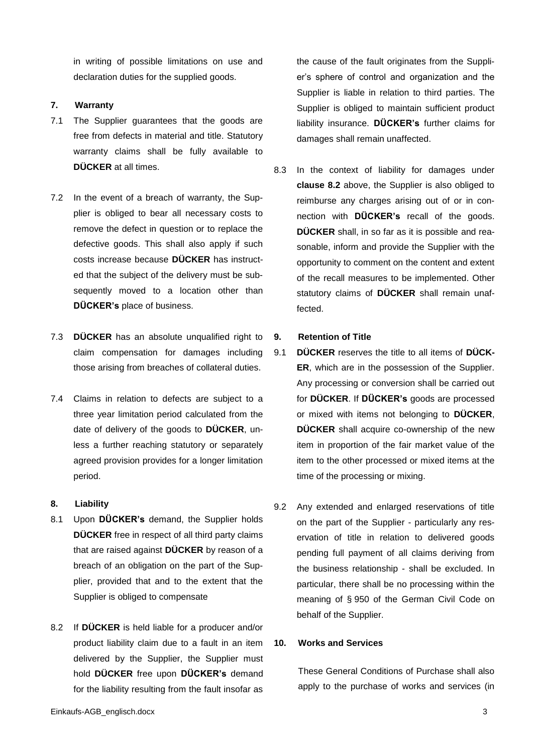in writing of possible limitations on use and declaration duties for the supplied goods.

## 7. Warranty

7.1 The Supplier guarantees that the goods are free from defects in material and title. Statutory warranty claims shall be fully available to **DÜCKER** at all times.

7.2 In the event of a breach of warranty, the Supplier is obliged to bear all necessary costs to remove the defect in question or to replace the defective goods. This shall also apply if such costs increase because **DÜCKER** has instructed that the subject of the delivery must be subsequently moved to a location other than **DÜCKER's** place of business.

7.3 **DÜCKER** has an absolute unqualified right to claim compensation for damages including those arising from breaches of collateral duties.

7.4 Claims in relation to defects are subject to a three year limitation period calculated from the date of delivery of the goods to **DÜCKER**, unless a further reaching statutory or separately agreed provision provides for a longer limitation period.

## 8. Liability

8.1 Upon **DÜCKER's** demand, the Supplier holds **DÜCKER** free in respect of all third party claims that are raised against **DÜCKER** by reason of a breach of an obligation on the part of the Supplier, provided that and to the extent that the Supplier is obliged to compensate

8.2 If **DÜCKER** is held liable for a producer and/or product liability claim due to a fault in an item delivered by the Supplier, the Supplier must hold **DÜCKER** free upon **DÜCKER's** demand for the liability resulting from the fault insofar as the cause of the fault originates from the Supplier's sphere of control and organization and the Supplier is liable in relation to third parties. The Supplier is obliged to maintain sufficient product liability insurance. **DÜCKER's** further claims for damages shall remain unaffected.

8.3 In the context of liability for damages under **clause 8.2** above, the Supplier is also obliged to reimburse any charges arising out of or in connection with **DÜCKER's** recall of the goods. **DÜCKER** shall, in so far as it is possible and reasonable, inform and provide the Supplier with the opportunity to comment on the content and extent of the recall measures to be implemented. Other statutory claims of **DÜCKER** shall remain unaffected.

## 9. Retention of Title

9.1 **DÜCKER** reserves the title to all items of **DÜCKER**, which are in the possession of the Supplier. Any processing or conversion shall be carried out for **DÜCKER**. If **DÜCKER's** goods are processed or mixed with items not belonging to **DÜCKER**, **DÜCKER** shall acquire co-ownership of the new item in proportion of the fair market value of the item to the other processed or mixed items at the time of the processing or mixing.

9.2 Any extended and enlarged reservations of title on the part of the Supplier - particularly any reservation of title in relation to delivered goods pending full payment of all claims deriving from the business relationship - shall be excluded. In particular, there shall be no processing within the meaning of § 950 of the German Civil Code on behalf of the Supplier.

## 10. Works and Services

These General Conditions of Purchase shall also apply to the purchase of works and services (in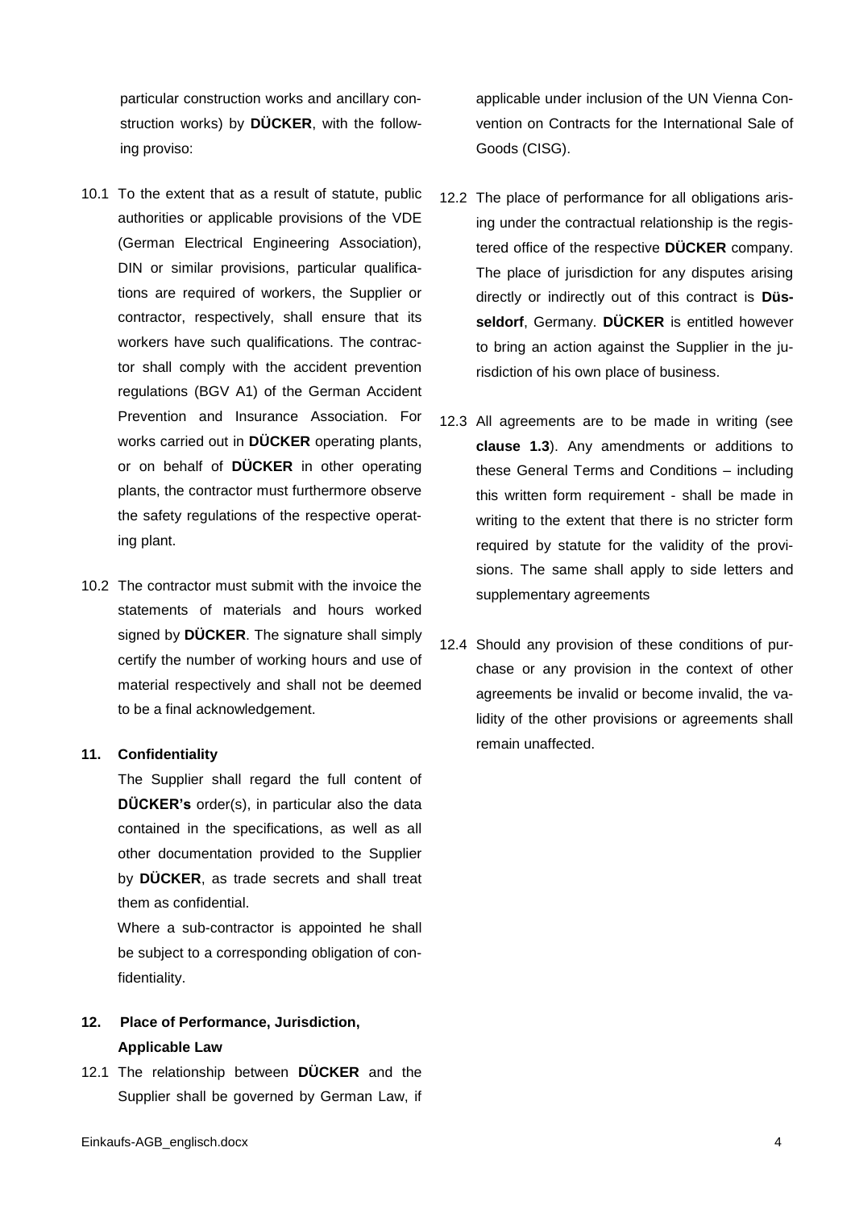particular construction works and ancillary construction works) by **DÜCKER**, with the following proviso:

10.1 To the extent that as a result of statute, public authorities or applicable provisions of the VDE (German Electrical Engineering Association), DIN or similar provisions, particular qualifications are required of workers, the Supplier or contractor, respectively, shall ensure that its workers have such qualifications. The contractor shall comply with the accident prevention regulations (BGV A1) of the German Accident Prevention and Insurance Association. For works carried out in **DÜCKER** operating plants, or on behalf of **DÜCKER** in other operating plants, the contractor must furthermore observe the safety regulations of the respective operating plant.

10.2 The contractor must submit with the invoice the statements of materials and hours worked signed by **DÜCKER**. The signature shall simply certify the number of working hours and use of material respectively and shall not be deemed to be a final acknowledgement.

## 11. Confidentiality

The Supplier shall regard the full content of **DÜCKER's** order(s), in particular also the data contained in the specifications, as well as all other documentation provided to the Supplier by **DÜCKER**, as trade secrets and shall treat them as confidential.

Where a sub-contractor is appointed he shall be subject to a corresponding obligation of confidentiality.

## 12. Place of Performance, Jurisdiction, Applicable Law

12.1 The relationship between **DÜCKER** and the Supplier shall be governed by German Law, if applicable under inclusion of the UN Vienna Convention on Contracts for the International Sale of Goods (CISG).

12.2 The place of performance for all obligations arising under the contractual relationship is the registered office of the respective **DÜCKER** company. The place of jurisdiction for any disputes arising directly or indirectly out of this contract is **Düsseldorf**, Germany. **DÜCKER** is entitled however to bring an action against the Supplier in the jurisdiction of his own place of business.

12.3 All agreements are to be made in writing (see **clause 1.3**). Any amendments or additions to these General Terms and Conditions – including this written form requirement - shall be made in writing to the extent that there is no stricter form required by statute for the validity of the provisions. The same shall apply to side letters and supplementary agreements

12.4 Should any provision of these conditions of purchase or any provision in the context of other agreements be invalid or become invalid, the validity of the other provisions or agreements shall remain unaffected.